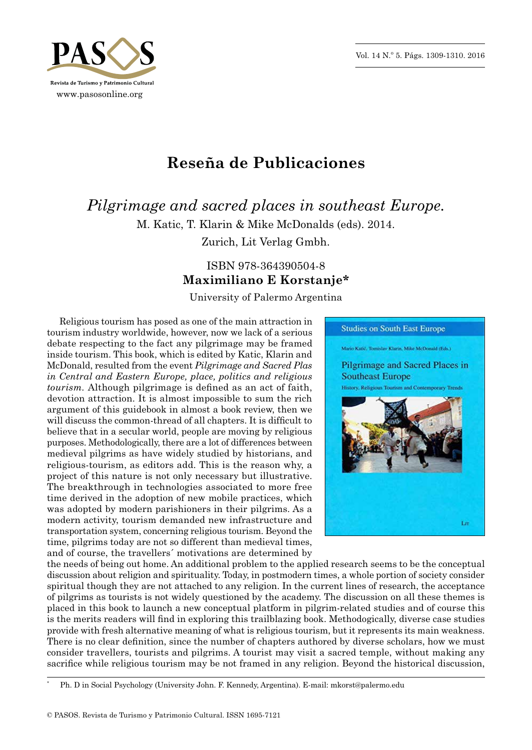# Reseña de Publicaciones

## *Pilgrimage and sacred places in southeast Europe.*

M. Katic, T. Klarin & Mike McDonalds (eds). 2014.

Zurich, Lit Verlag Gmbh.

ISBN 978-364390504-8

**Maximiliano E Korstanje***

University of Palermo Argentina

Religious tourism has posed as one of the main attraction in tourism industry worldwide, however, now we lack of a serious debate respecting to the fact any pilgrimage may be framed inside tourism. This book, which is edited by Katic, Klarin and McDonald, resulted from the event *Pilgrimage and Sacred Plas in Central and Eastern Europe, place, politics and religious tourism*. Although pilgrimage is defined as an act of faith, devotion attraction. It is almost impossible to sum the rich argument of this guidebook in almost a book review, then we will discuss the common-thread of all chapters. It is difficult to believe that in a secular world, people are moving by religious purposes. Methodologically, there are a lot of differences between medieval pilgrims as have widely studied by historians, and religious-tourism, as editors add. This is the reason why, a project of this nature is not only necessary but illustrative. The breakthrough in technologies associated to more free time derived in the adoption of new mobile practices, which was adopted by modern parishioners in their pilgrims. As a modern activity, tourism demanded new infrastructure and transportation system, concerning religious tourism. Beyond the time, pilgrims today are not so different than medieval times, and of course, the travellers´ motivations are determined by the needs of being out home. An additional problem to the applied research seems to be the conceptual discussion about religion and spirituality. Today, in postmodern times, a whole portion of society consider spiritual though they are not attached to any religion. In the current lines of research, the acceptance of pilgrims as tourists is not widely questioned by the academy. The discussion on all these themes is placed in this book to launch a new conceptual platform in pilgrim-related studies and of course this is the merits readers will find in exploring this trailblazing book. Methodologically, diverse case studies provide with fresh alternative meaning of what is religious tourism, but it represents its main weakness. There is no clear definition, since the number of chapters authored by diverse scholars, how we must consider travellers, tourists and pilgrims. A tourist may visit a sacred temple, without making any sacrifice while religious tourism may be not framed in any religion. Beyond the historical discussion,

---

\* Ph. D in Social Psychology (University John. F. Kennedy, Argentina). E-mail: mkorst@palermo.edu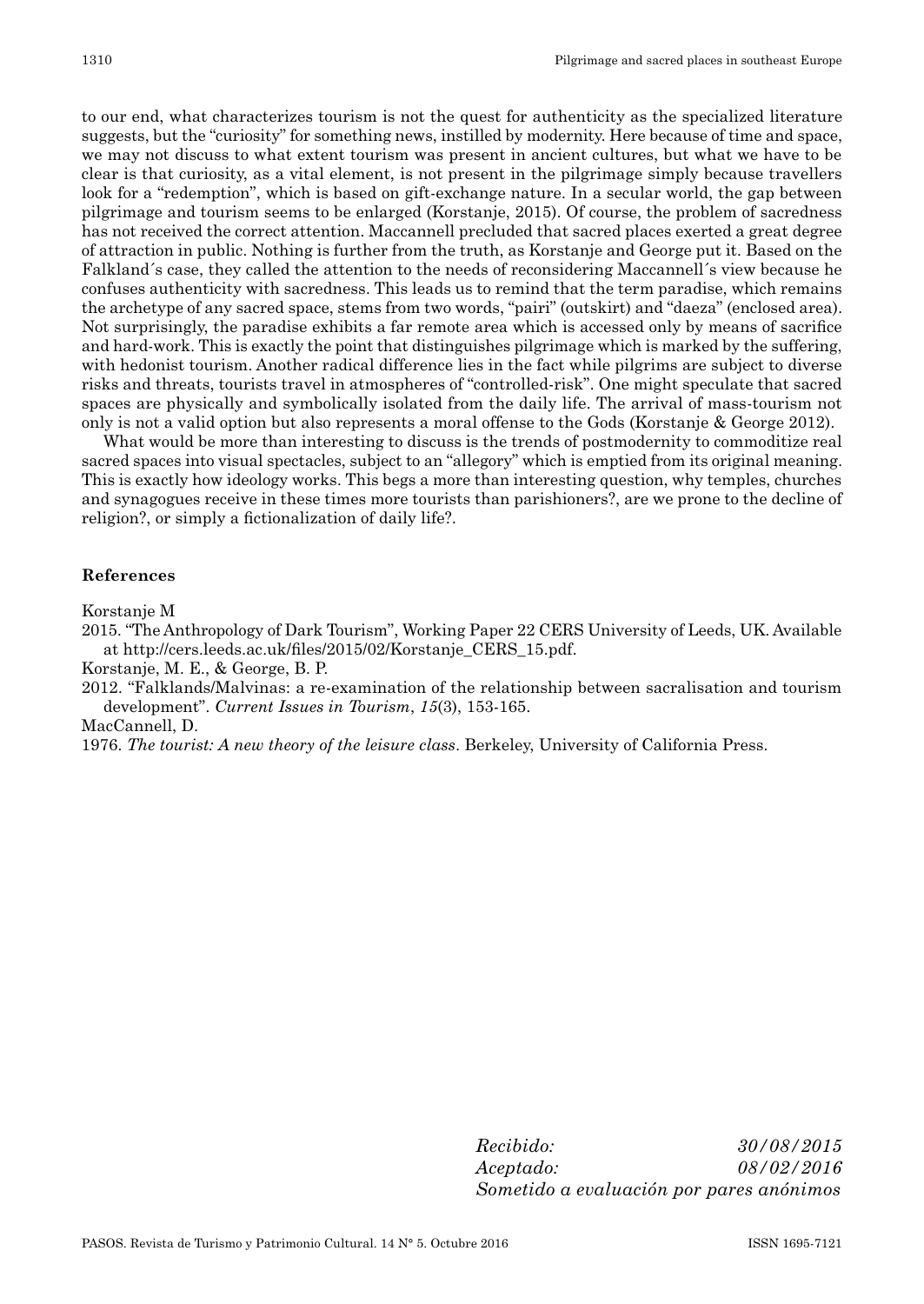to our end, what characterizes tourism is not the quest for authenticity as the specialized literature suggests, but the "curiosity" for something news, instilled by modernity. Here because of time and space, we may not discuss to what extent tourism was present in ancient cultures, but what we have to be clear is that curiosity, as a vital element, is not present in the pilgrimage simply because travellers look for a "redemption", which is based on gift-exchange nature. In a secular world, the gap between pilgrimage and tourism seems to be enlarged (Korstanje, 2015). Of course, the problem of sacredness has not received the correct attention. Maccannell precluded that sacred places exerted a great degree of attraction in public. Nothing is further from the truth, as Korstanje and George put it. Based on the Falkland´s case, they called the attention to the needs of reconsidering Maccannell´s view because he confuses authenticity with sacredness. This leads us to remind that the term paradise, which remains the archetype of any sacred space, stems from two words, "pairi" (outskirt) and "daeza" (enclosed area). Not surprisingly, the paradise exhibits a far remote area which is accessed only by means of sacrifice and hard-work. This is exactly the point that distinguishes pilgrimage which is marked by the suffering, with hedonist tourism. Another radical difference lies in the fact while pilgrims are subject to diverse risks and threats, tourists travel in atmospheres of "controlled-risk". One might speculate that sacred spaces are physically and symbolically isolated from the daily life. The arrival of mass-tourism not only is not a valid option but also represents a moral offense to the Gods (Korstanje & George 2012).

What would be more than interesting to discuss is the trends of postmodernity to commoditize real sacred spaces into visual spectacles, subject to an "allegory" which is emptied from its original meaning. This is exactly how ideology works. This begs a more than interesting question, why temples, churches and synagogues receive in these times more tourists than parishioners?, are we prone to the decline of religion?, or simply a fictionalization of daily life?.

## References

Korstanje M

2015. "The Anthropology of Dark Tourism", Working Paper 22 CERS University of Leeds, UK. Available at http://cers.leeds.ac.uk/files/2015/02/Korstanje_CERS_15.pdf.

Korstanje, M. E., & George, B. P.

2012. "Falklands/Malvinas: a re-examination of the relationship between sacralisation and tourism development". *Current Issues in Tourism*, *15*(3), 153-165.

MacCannell, D.

1976. *The tourist: A new theory of the leisure class*. Berkeley, University of California Press.

*Recibido:* *30/08/2015*
*Aceptado:* *08/02/2016*
*Sometido a evaluación por pares anónimos*